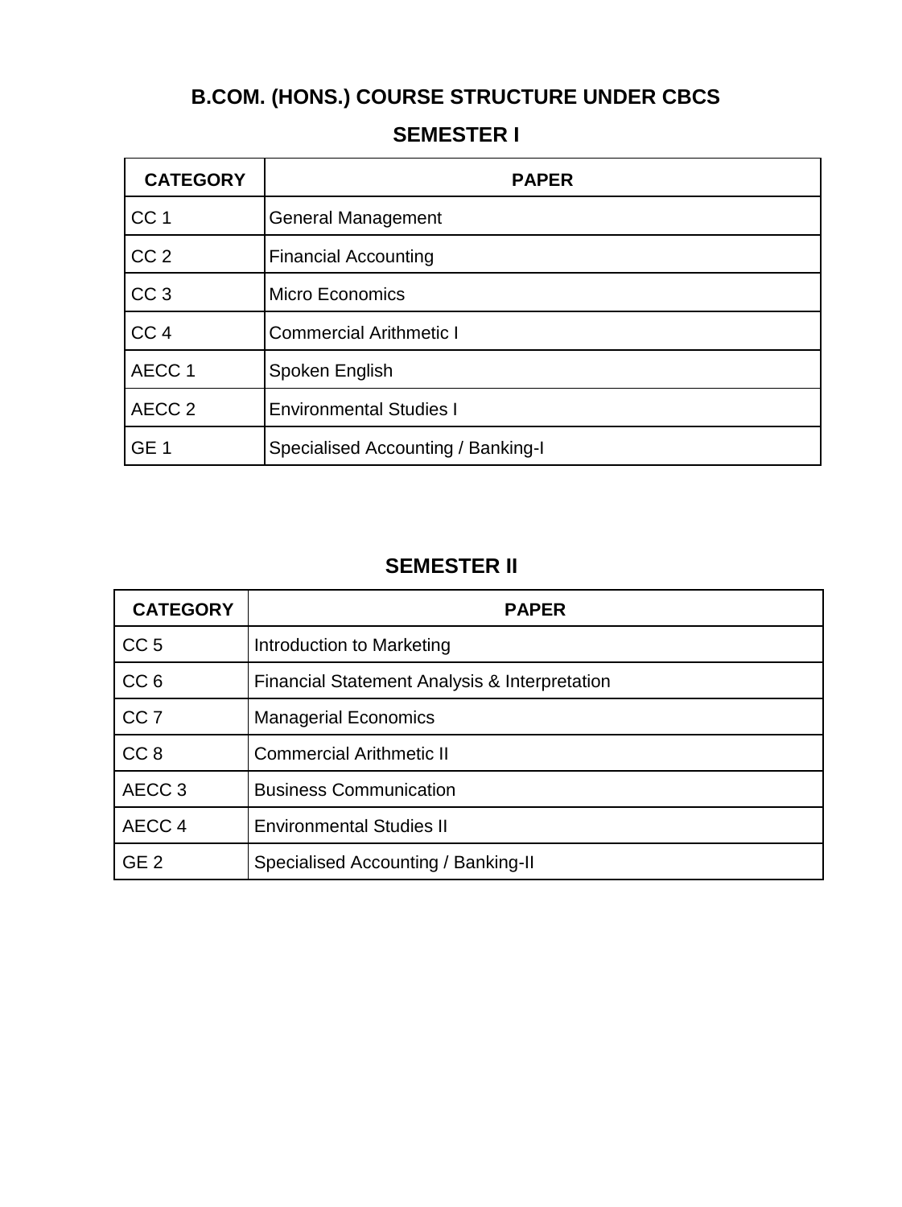# B.COM. (HONS.) COURSE STRUCTURE UNDER CBCS

## SEMESTER I

| CATEGORY | PAPER |
|---|---|
| CC 1 | General Management |
| CC 2 | Financial Accounting |
| CC 3 | Micro Economics |
| CC 4 | Commercial Arithmetic I |
| AECC 1 | Spoken English |
| AECC 2 | Environmental Studies I |
| GE 1 | Specialised Accounting / Banking-I |

## SEMESTER II

| CATEGORY | PAPER |
|---|---|
| CC 5 | Introduction to Marketing |
| CC 6 | Financial Statement Analysis & Interpretation |
| CC 7 | Managerial Economics |
| CC 8 | Commercial Arithmetic II |
| AECC 3 | Business Communication |
| AECC 4 | Environmental Studies II |
| GE 2 | Specialised Accounting / Banking-II |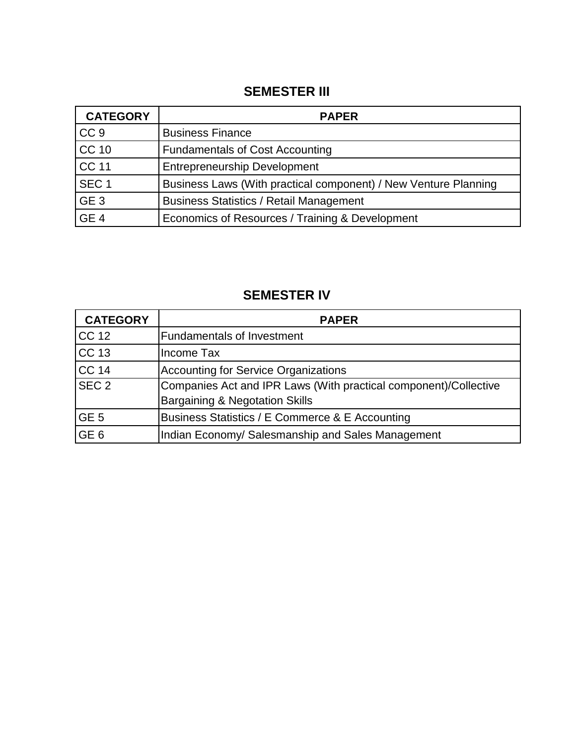## SEMESTER III

| CATEGORY | PAPER |
|---|---|
| CC 9 | Business Finance |
| CC 10 | Fundamentals of Cost Accounting |
| CC 11 | Entrepreneurship Development |
| SEC 1 | Business Laws (With practical component) / New Venture Planning |
| GE 3 | Business Statistics / Retail Management |
| GE 4 | Economics of Resources / Training & Development |

## SEMESTER IV

| CATEGORY | PAPER |
|---|---|
| CC 12 | Fundamentals of Investment |
| CC 13 | Income Tax |
| CC 14 | Accounting for Service Organizations |
| SEC 2 | Companies Act and IPR Laws (With practical component)/Collective Bargaining & Negotation Skills |
| GE 5 | Business Statistics / E Commerce & E Accounting |
| GE 6 | Indian Economy/ Salesmanship and Sales Management |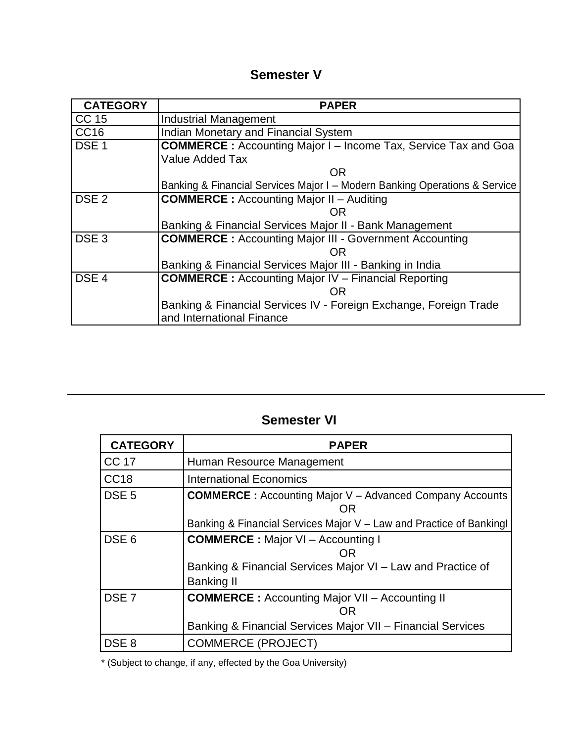## Semester V

| CATEGORY | PAPER |
|---|---|
| CC 15 | Industrial Management |
| CC16 | Indian Monetary and Financial System |
| DSE 1 | **COMMERCE :** Accounting Major I – Income Tax, Service Tax and Goa Value Added Tax<br>OR<br>Banking & Financial Services Major I – Modern Banking Operations & Service |
| DSE 2 | **COMMERCE :** Accounting Major II – Auditing<br>OR<br>Banking & Financial Services Major II - Bank Management |
| DSE 3 | **COMMERCE :** Accounting Major III - Government Accounting<br>OR<br>Banking & Financial Services Major III - Banking in India |
| DSE 4 | **COMMERCE :** Accounting Major IV – Financial Reporting<br>OR<br>Banking & Financial Services IV - Foreign Exchange, Foreign Trade and International Finance |

---

## Semester VI

| CATEGORY | PAPER |
|---|---|
| CC 17 | Human Resource Management |
| CC18 | International Economics |
| DSE 5 | **COMMERCE :** Accounting Major V – Advanced Company Accounts<br>OR<br>Banking & Financial Services Major V – Law and Practice of BankingI |
| DSE 6 | **COMMERCE :** Major VI – Accounting I<br>OR<br>Banking & Financial Services Major VI – Law and Practice of Banking II |
| DSE 7 | **COMMERCE :** Accounting Major VII – Accounting II<br>OR<br>Banking & Financial Services Major VII – Financial Services |
| DSE 8 | COMMERCE (PROJECT) |

* (Subject to change, if any, effected by the Goa University)